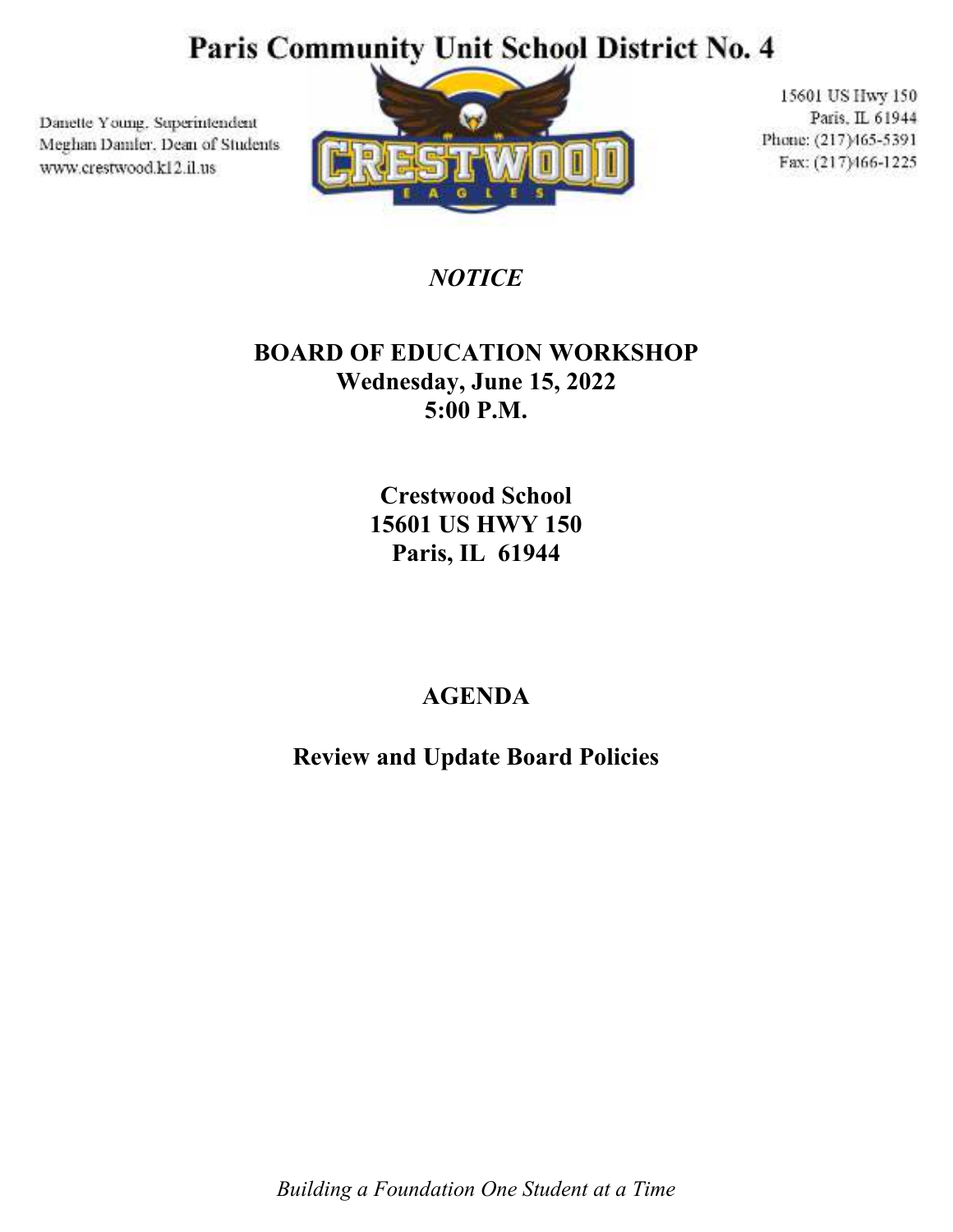# Paris Community Unit School District No. 4

Danette Young, Superintendent
Meghan Damler, Dean of Students
www.crestwood.k12.il.us

15601 US Hwy 150
Paris, IL 61944
Phone: (217)465-5391
Fax: (217)466-1225

*NOTICE*

**BOARD OF EDUCATION WORKSHOP**
**Wednesday, June 15, 2022**
**5:00 P.M.**

**Crestwood School**
**15601 US HWY 150**
**Paris, IL 61944**

## AGENDA

**Review and Update Board Policies**

*Building a Foundation One Student at a Time*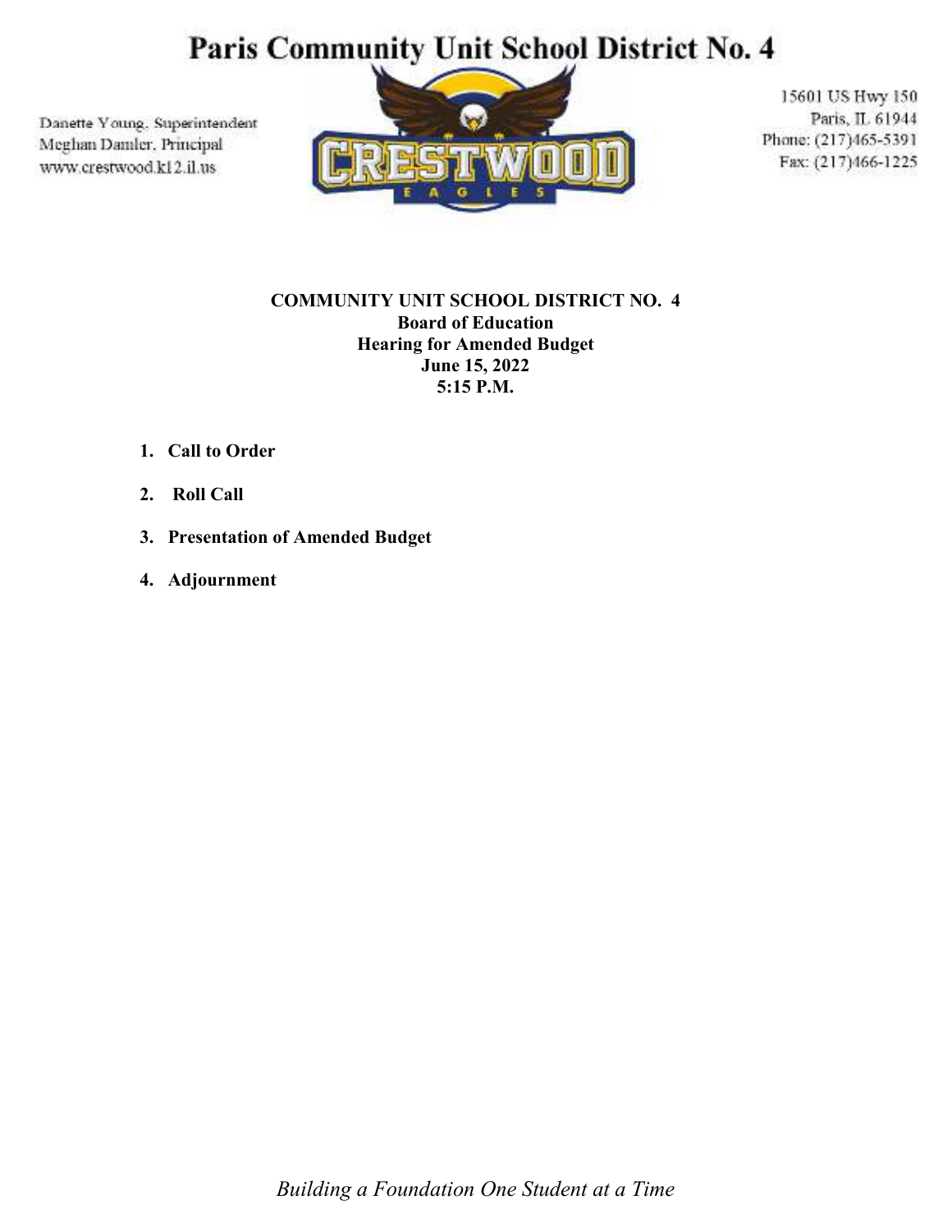# Paris Community Unit School District No. 4

Danette Young, Superintendent
Meghan Damler, Principal
www.crestwood.k12.il.us

15601 US Hwy 150
Paris, IL 61944
Phone: (217)465-5391
Fax: (217)466-1225

**COMMUNITY UNIT SCHOOL DISTRICT NO. 4**
**Board of Education**
**Hearing for Amended Budget**
**June 15, 2022**
**5:15 P.M.**

1. **Call to Order**
2. **Roll Call**
3. **Presentation of Amended Budget**
4. **Adjournment**

*Building a Foundation One Student at a Time*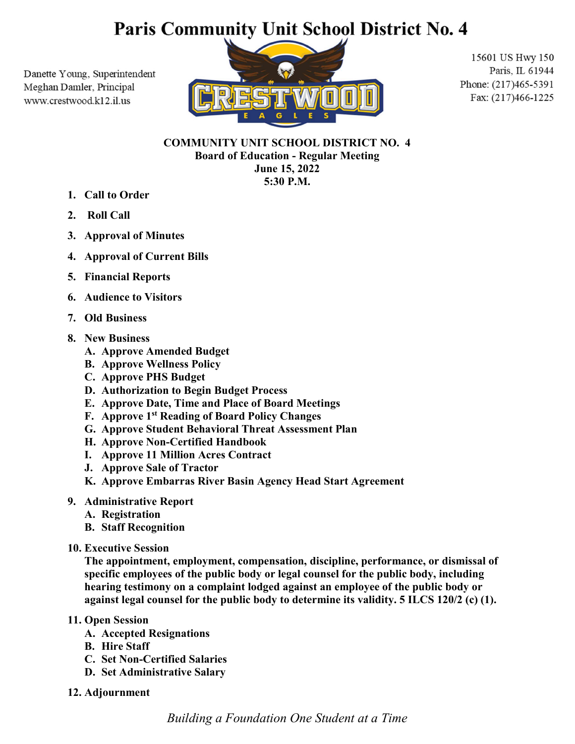# Paris Community Unit School District No. 4

Danette Young, Superintendent
Meghan Damler, Principal
www.crestwood.k12.il.us

CRESTWOOD EAGLES

15601 US Hwy 150
Paris, IL 61944
Phone: (217)465-5391
Fax: (217)466-1225

**COMMUNITY UNIT SCHOOL DISTRICT NO. 4**
**Board of Education - Regular Meeting**
**June 15, 2022**
**5:30 P.M.**

1. **Call to Order**
2. **Roll Call**
3. **Approval of Minutes**
4. **Approval of Current Bills**
5. **Financial Reports**
6. **Audience to Visitors**
7. **Old Business**
8. **New Business**
   - A. **Approve Amended Budget**
   - B. **Approve Wellness Policy**
   - C. **Approve PHS Budget**
   - D. **Authorization to Begin Budget Process**
   - E. **Approve Date, Time and Place of Board Meetings**
   - F. **Approve 1st Reading of Board Policy Changes**
   - G. **Approve Student Behavioral Threat Assessment Plan**
   - H. **Approve Non-Certified Handbook**
   - I. **Approve 11 Million Acres Contract**
   - J. **Approve Sale of Tractor**
   - K. **Approve Embarras River Basin Agency Head Start Agreement**
9. **Administrative Report**
   - A. **Registration**
   - B. **Staff Recognition**
10. **Executive Session**
    **The appointment, employment, compensation, discipline, performance, or dismissal of specific employees of the public body or legal counsel for the public body, including hearing testimony on a complaint lodged against an employee of the public body or against legal counsel for the public body to determine its validity. 5 ILCS 120/2 (c) (1).**
11. **Open Session**
    - A. **Accepted Resignations**
    - B. **Hire Staff**
    - C. **Set Non-Certified Salaries**
    - D. **Set Administrative Salary**
12. **Adjournment**

*Building a Foundation One Student at a Time*